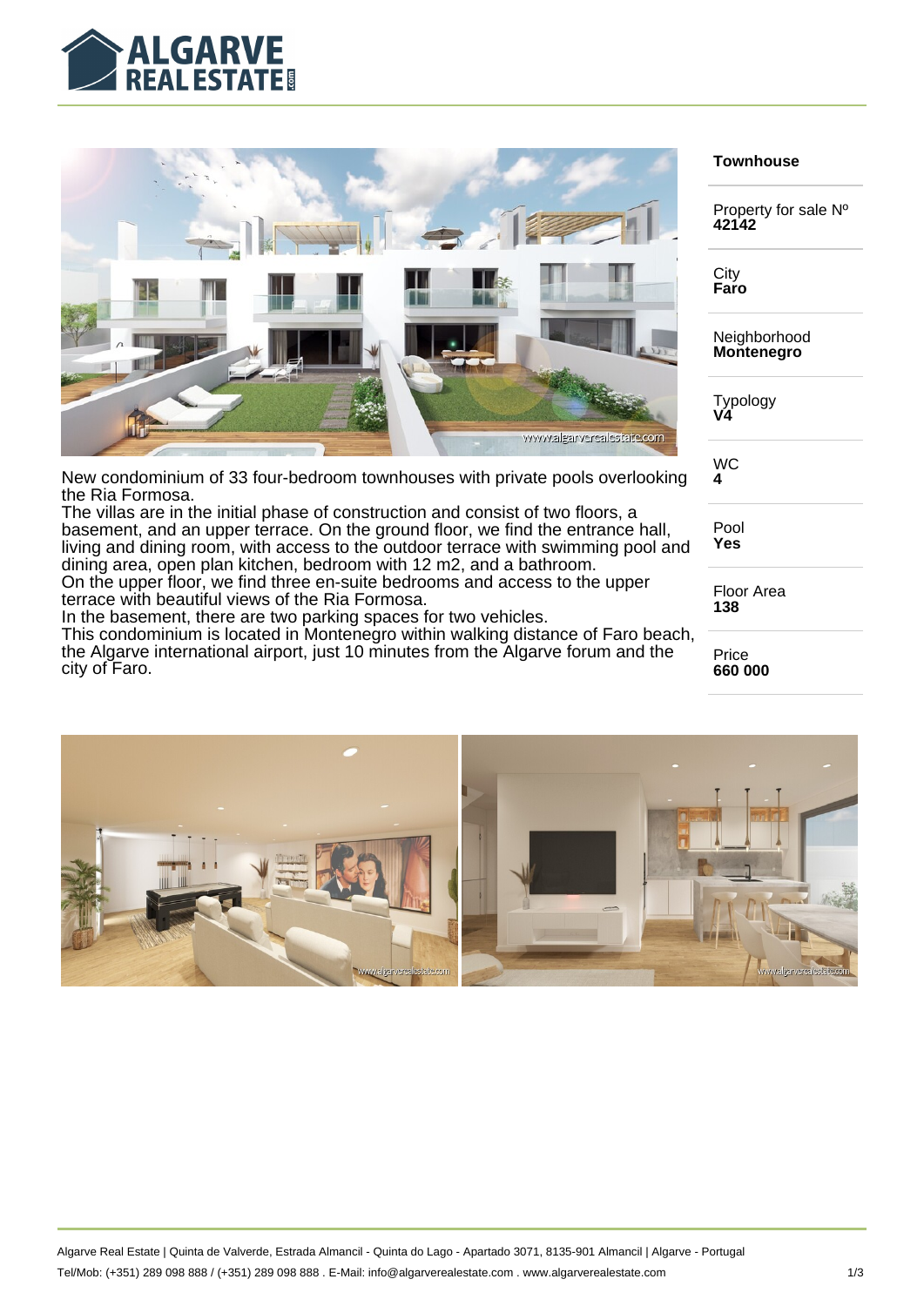New condominium of 33 four-bedroom townhouses with private pools overlooking the Ria Formosa.
The villas are in the initial phase of construction and consist of two floors, a basement, and an upper terrace. On the ground floor, we find the entrance hall, living and dining room, with access to the outdoor terrace with swimming pool and dining area, open plan kitchen, bedroom with 12 m2, and a bathroom.
On the upper floor, we find three en-suite bedrooms and access to the upper terrace with beautiful views of the Ria Formosa.
In the basement, there are two parking spaces for two vehicles.
This condominium is located in Montenegro within walking distance of Faro beach, the Algarve international airport, just 10 minutes from the Algarve forum and the city of Faro.

**Townhouse**

Property for sale Nº
**42142**

City
**Faro**

Neighborhood
**Montenegro**

Typology
**V4**

WC
**4**

Pool
**Yes**

Floor Area
**138**

Price
**660 000**

Algarve Real Estate | Quinta de Valverde, Estrada Almancil - Quinta do Lago - Apartado 3071, 8135-901 Almancil | Algarve - Portugal
Tel/Mob: (+351) 289 098 888 / (+351) 289 098 888 . E-Mail: info@algarverealestate.com . www.algarverealestate.com